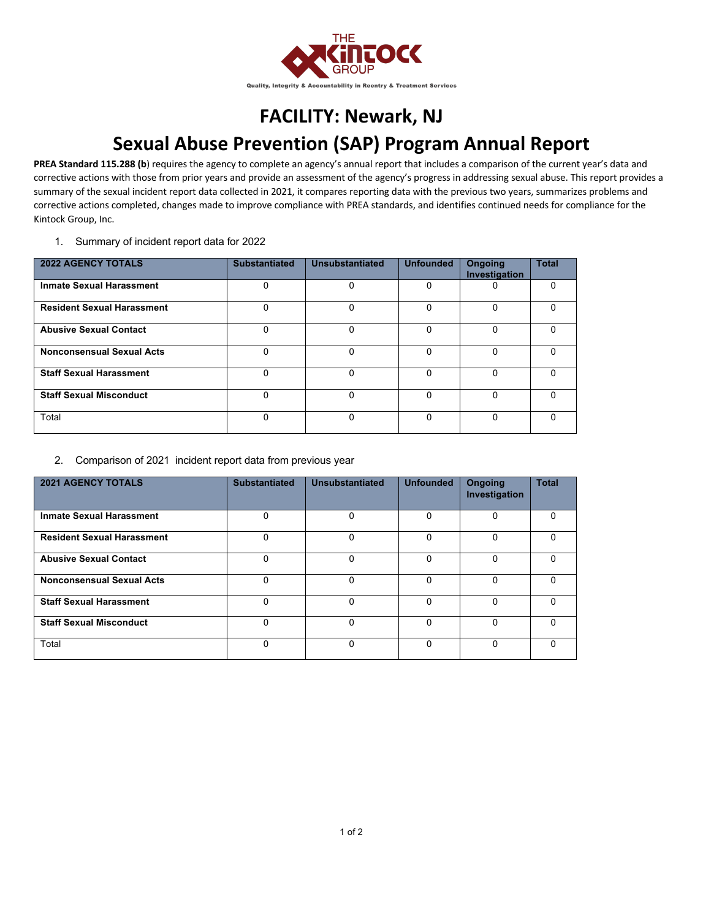THE KINTOCK GROUP

Quality, Integrity & Accountability in Reentry & Treatment Services

# FACILITY: Newark, NJ

# Sexual Abuse Prevention (SAP) Program Annual Report

**PREA Standard 115.288 (b**) requires the agency to complete an agency's annual report that includes a comparison of the current year's data and corrective actions with those from prior years and provide an assessment of the agency's progress in addressing sexual abuse. This report provides a summary of the sexual incident report data collected in 2021, it compares reporting data with the previous two years, summarizes problems and corrective actions completed, changes made to improve compliance with PREA standards, and identifies continued needs for compliance for the Kintock Group, Inc.

1. Summary of incident report data for 2022

| 2022 AGENCY TOTALS | Substantiated | Unsubstantiated | Unfounded | Ongoing Investigation | Total |
|---|---|---|---|---|---|
| **Inmate Sexual Harassment** | 0 | 0 | 0 | 0 | 0 |
| **Resident Sexual Harassment** | 0 | 0 | 0 | 0 | 0 |
| **Abusive Sexual Contact** | 0 | 0 | 0 | 0 | 0 |
| **Nonconsensual Sexual Acts** | 0 | 0 | 0 | 0 | 0 |
| **Staff Sexual Harassment** | 0 | 0 | 0 | 0 | 0 |
| **Staff Sexual Misconduct** | 0 | 0 | 0 | 0 | 0 |
| Total | 0 | 0 | 0 | 0 | 0 |

2. Comparison of 2021 incident report data from previous year

| 2021 AGENCY TOTALS | Substantiated | Unsubstantiated | Unfounded | Ongoing Investigation | Total |
|---|---|---|---|---|---|
| **Inmate Sexual Harassment** | 0 | 0 | 0 | 0 | 0 |
| **Resident Sexual Harassment** | 0 | 0 | 0 | 0 | 0 |
| **Abusive Sexual Contact** | 0 | 0 | 0 | 0 | 0 |
| **Nonconsensual Sexual Acts** | 0 | 0 | 0 | 0 | 0 |
| **Staff Sexual Harassment** | 0 | 0 | 0 | 0 | 0 |
| **Staff Sexual Misconduct** | 0 | 0 | 0 | 0 | 0 |
| Total | 0 | 0 | 0 | 0 | 0 |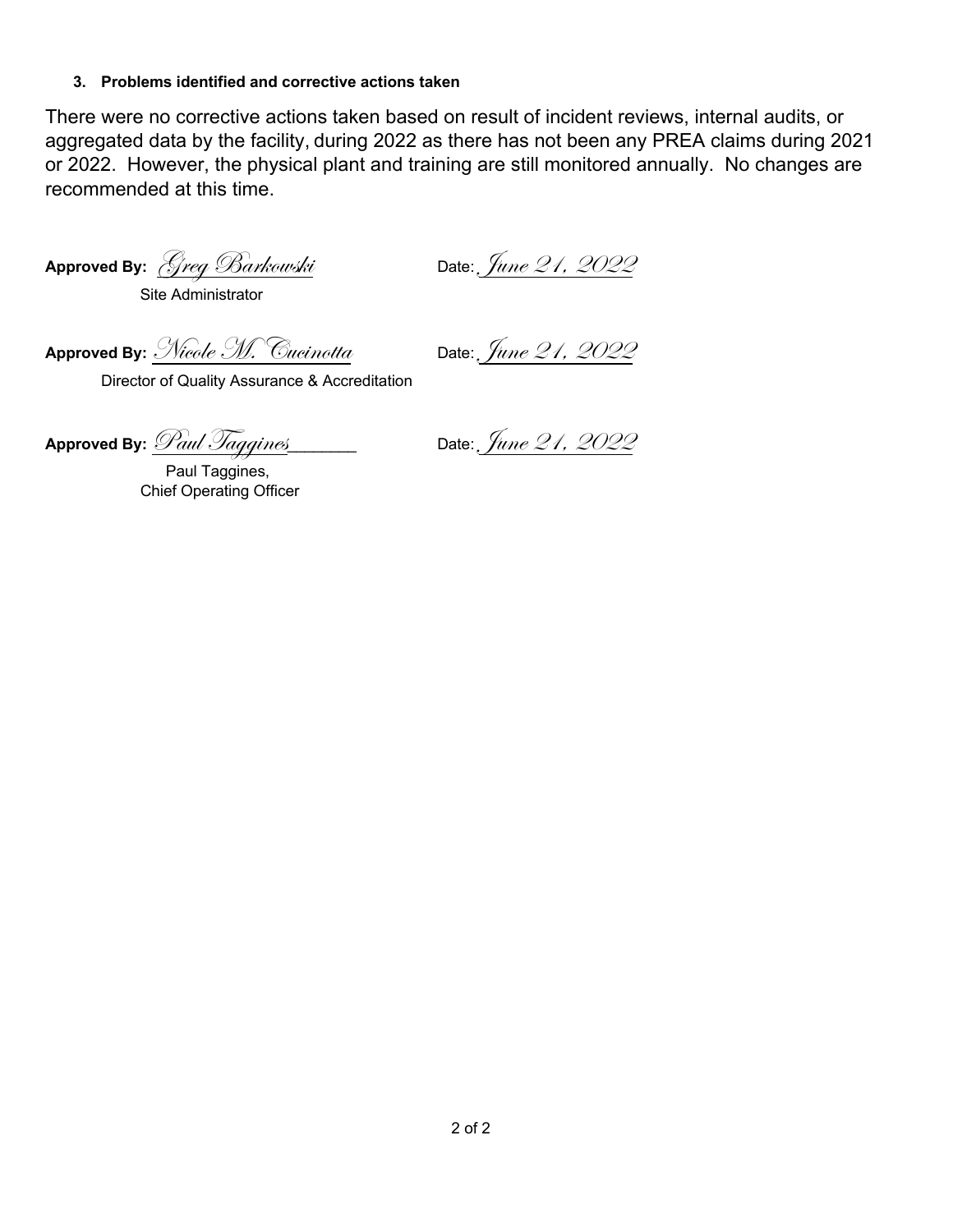### 3. Problems identified and corrective actions taken

There were no corrective actions taken based on result of incident reviews, internal audits, or aggregated data by the facility, during 2022 as there has not been any PREA claims during 2021 or 2022. However, the physical plant and training are still monitored annually. No changes are recommended at this time.

**Approved By:** *Greg Barkowski* Date: *June 21, 2022*
Site Administrator

**Approved By:** *Nicole M. Cucinotta* Date: *June 21, 2022*
Director of Quality Assurance & Accreditation

**Approved By:** *Paul Taggines* Date: *June 21, 2022*
Paul Taggines,
Chief Operating Officer